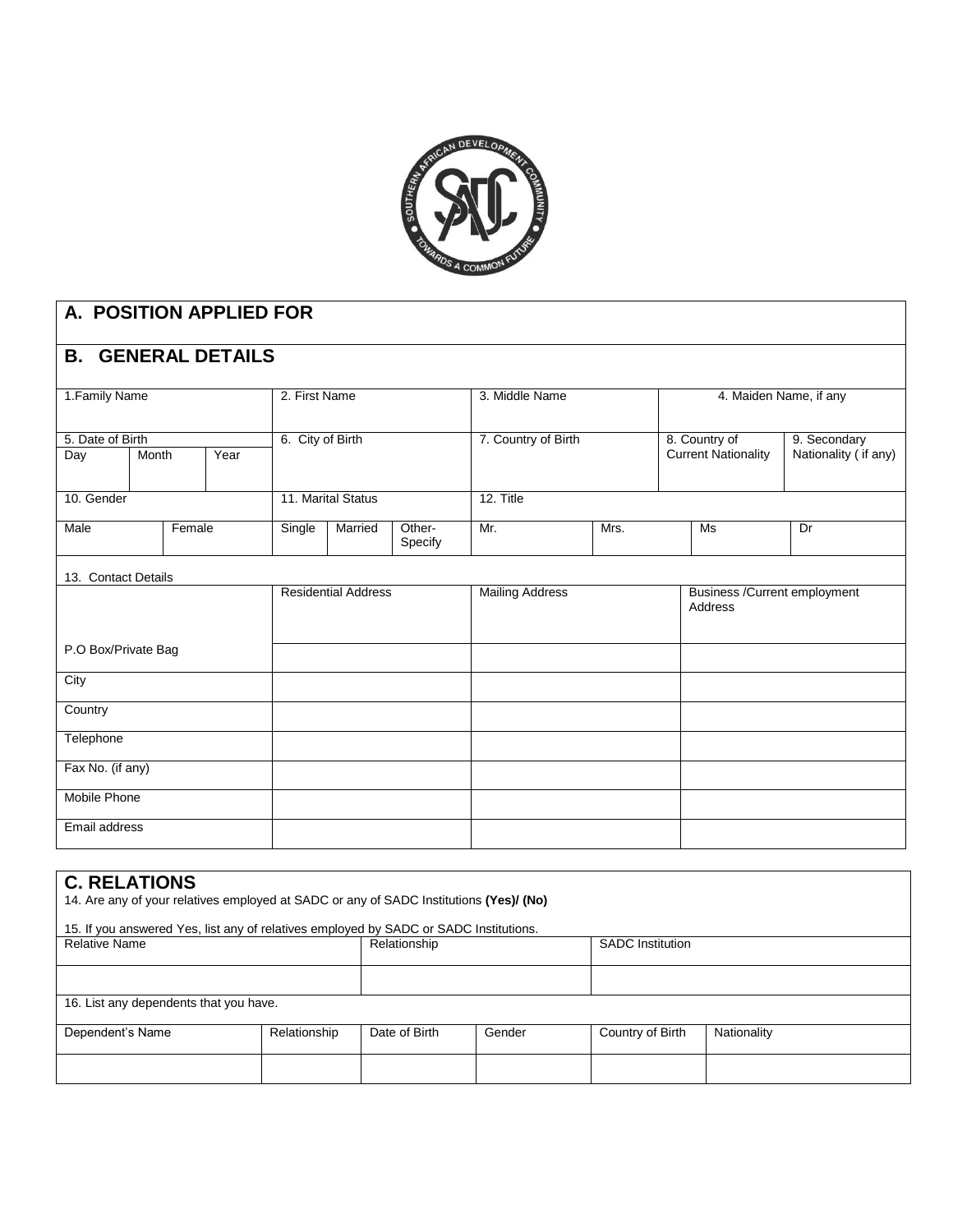## A. POSITION APPLIED FOR

## B. GENERAL DETAILS

| 1.Family Name | | | 2. First Name | | | 3. Middle Name | | 4. Maiden Name, if any | |
|---|---|---|---|---|---|---|---|---|---|
| 5. Date of Birth | | | 6. City of Birth | | | 7. Country of Birth | | 8. Country of Current Nationality | 9. Secondary Nationality ( if any) |
| Day | Month | Year | | | | | | | |
| 10. Gender | | | 11. Marital Status | | | 12. Title | | | |
| Male | | Female | Single | Married | Other-Specify | Mr. | Mrs. | Ms | Dr |

13. Contact Details

| | Residential Address | Mailing Address | Business /Current employment Address |
|---|---|---|---|
| P.O Box/Private Bag | | | |
| City | | | |
| Country | | | |
| Telephone | | | |
| Fax No. (if any) | | | |
| Mobile Phone | | | |
| Email address | | | |

## C. RELATIONS

14. Are any of your relatives employed at SADC or any of SADC Institutions **(Yes)/ (No)**

15. If you answered Yes, list any of relatives employed by SADC or SADC Institutions.

| Relative Name | Relationship | SADC Institution |
|---|---|---|
| | | |

16. List any dependents that you have.

| Dependent's Name | Relationship | Date of Birth | Gender | Country of Birth | Nationality |
|---|---|---|---|---|---|
| | | | | | |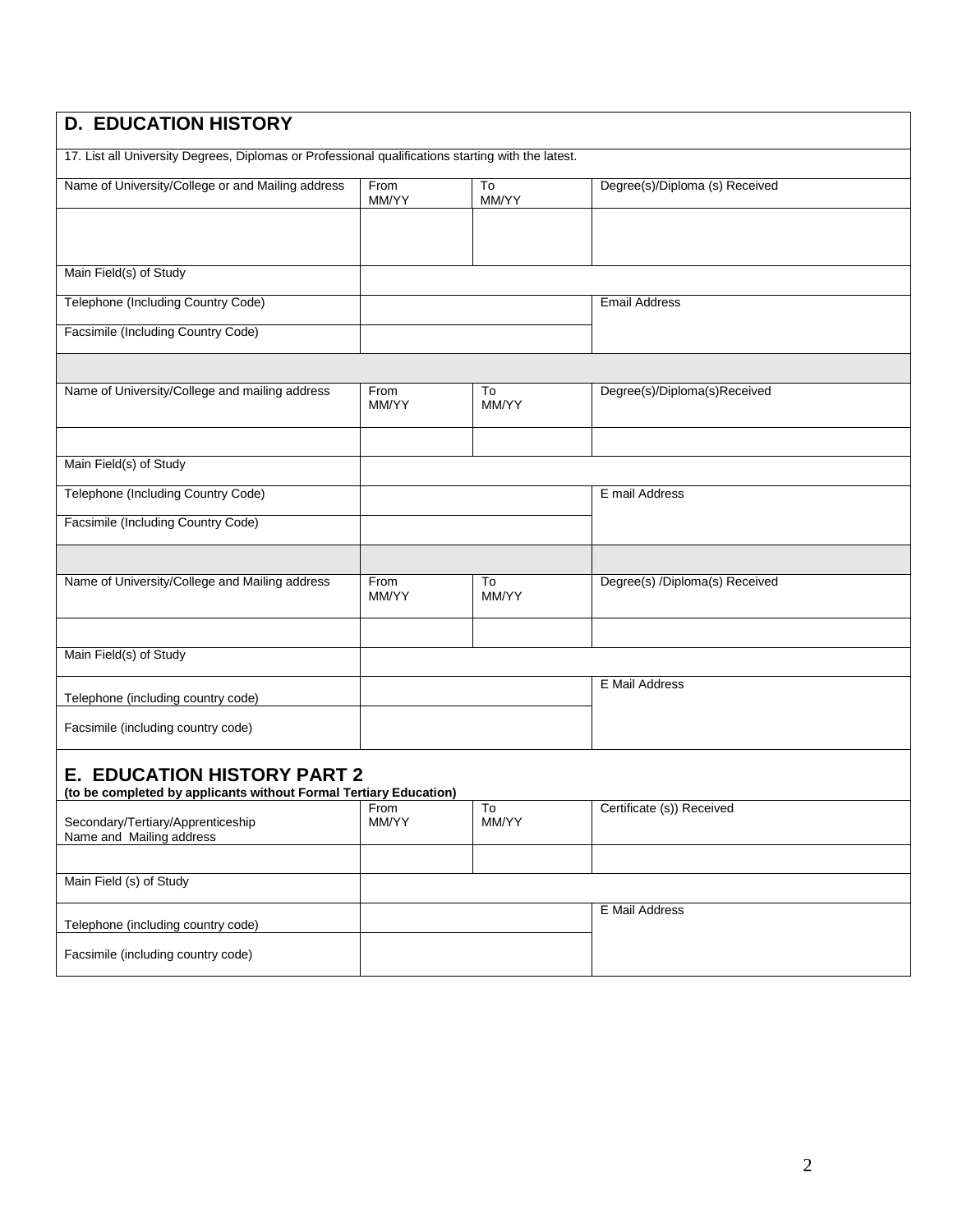## D. EDUCATION HISTORY

17. List all University Degrees, Diplomas or Professional qualifications starting with the latest.

| Name of University/College or and Mailing address | From MM/YY | To MM/YY | Degree(s)/Diploma (s) Received |
|---|---|---|---|
| | | | |
| Main Field(s) of Study | | | |
| Telephone (Including Country Code) | | | Email Address |
| Facsimile (Including Country Code) | | | |

| Name of University/College and mailing address | From MM/YY | To MM/YY | Degree(s)/Diploma(s)Received |
|---|---|---|---|
| | | | |
| Main Field(s) of Study | | | |
| Telephone (Including Country Code) | | | E mail Address |
| Facsimile (Including Country Code) | | | |

| Name of University/College and Mailing address | From MM/YY | To MM/YY | Degree(s) /Diploma(s) Received |
|---|---|---|---|
| | | | |
| Main Field(s) of Study | | | |
| Telephone (including country code) | | | E Mail Address |
| Facsimile (including country code) | | | |

## E. EDUCATION HISTORY PART 2

**(to be completed by applicants without Formal Tertiary Education)**

| Secondary/Tertiary/Apprenticeship Name and Mailing address | From MM/YY | To MM/YY | Certificate (s)) Received |
|---|---|---|---|
| | | | |
| Main Field (s) of Study | | | |
| Telephone (including country code) | | | E Mail Address |
| Facsimile (including country code) | | | |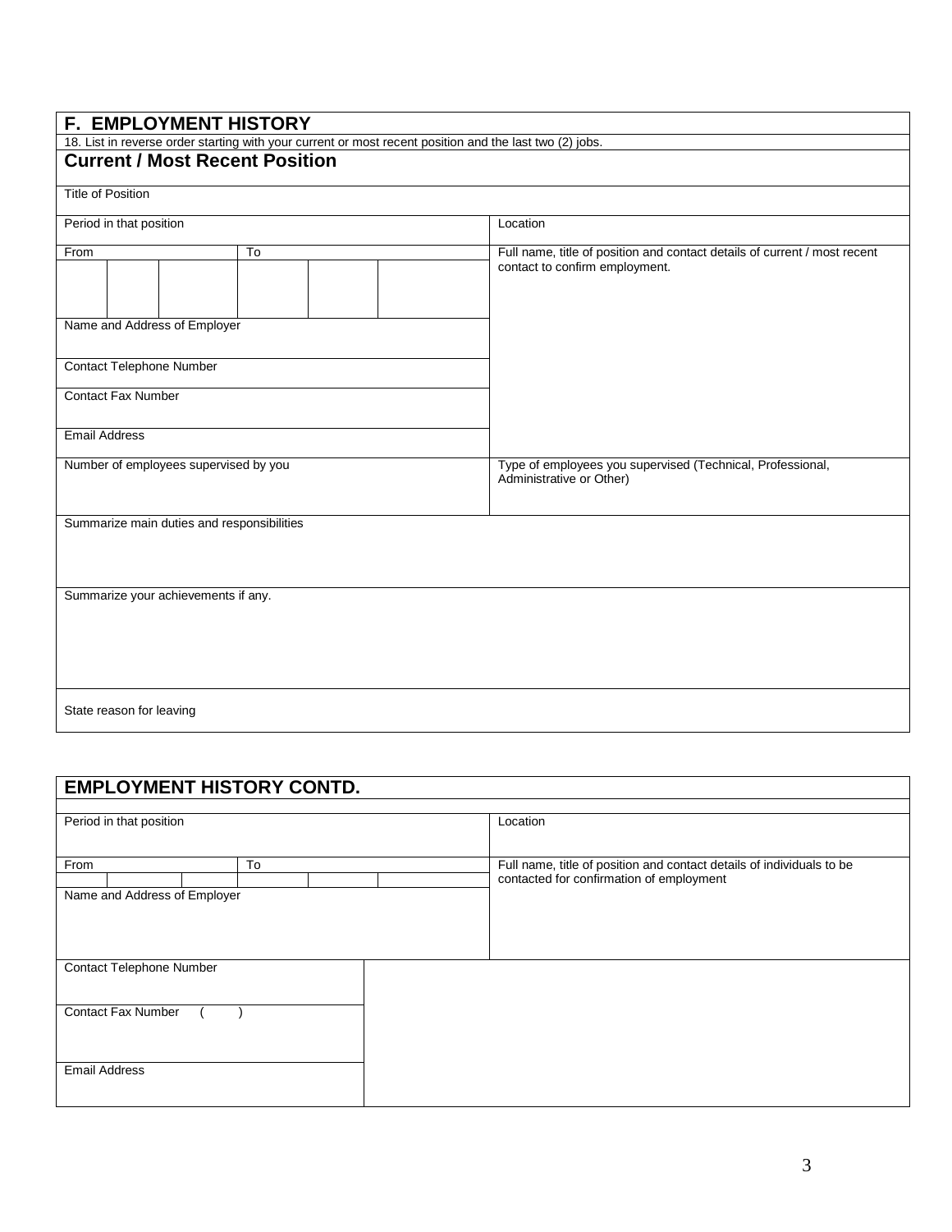## F. EMPLOYMENT HISTORY

18. List in reverse order starting with your current or most recent position and the last two (2) jobs.

### Current / Most Recent Position

| Title of Position | | | | | | |
|---|---|---|---|---|---|---|
| Period in that position | | | | | | Location |
| From | | | To | | | Full name, title of position and contact details of current / most recent contact to confirm employment. |
| | | | | | | |
| Name and Address of Employer | | | | | | |
| Contact Telephone Number | | | | | | |
| Contact Fax Number | | | | | | |
| Email Address | | | | | | |
| Number of employees supervised by you | | | | | | Type of employees you supervised (Technical, Professional, Administrative or Other) |
| Summarize main duties and responsibilities | | | | | | |
| Summarize your achievements if any. | | | | | | |
| State reason for leaving | | | | | | |

## EMPLOYMENT HISTORY CONTD.

| Period in that position | | | | | | Location |
|---|---|---|---|---|---|---|
| From | | | To | | | Full name, title of position and contact details of individuals to be contacted for confirmation of employment |
| | | | | | | |
| Name and Address of Employer | | | | | | |
| Contact Telephone Number | | | | | | |
| Contact Fax Number ( ) | | | | | | |
| Email Address | | | | | | |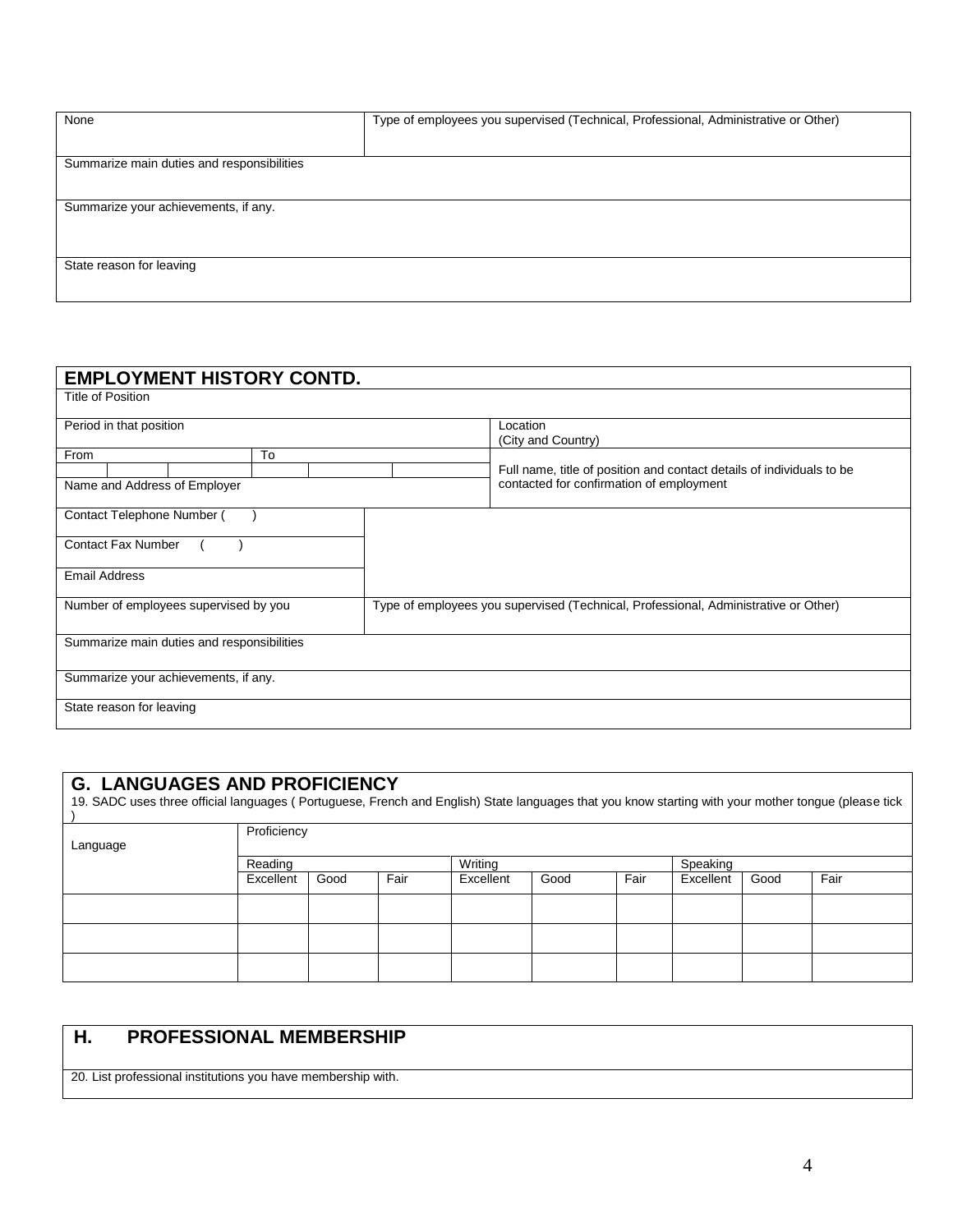| None | Type of employees you supervised (Technical, Professional, Administrative or Other) |
|---|---|
| Summarize main duties and responsibilities | |
| Summarize your achievements, if any. | |
| State reason for leaving | |

| **EMPLOYMENT HISTORY CONTD.** | | | | | | | |
|---|---|---|---|---|---|---|---|
| Title of Position | | | | | | | |
| Period in that position | | | | | | | Location (City and Country) |
| From | | | To | | | | Full name, title of position and contact details of individuals to be contacted for confirmation of employment |
| | | | | | | | |
| Name and Address of Employer | | | | | | | |
| Contact Telephone Number ( ) | | | | | | | |
| Contact Fax Number ( ) | | | | | | | |
| Email Address | | | | | | | |
| Number of employees supervised by you | | | Type of employees you supervised (Technical, Professional, Administrative or Other) | | | | |
| Summarize main duties and responsibilities | | | | | | | |
| Summarize your achievements, if any. | | | | | | | |
| State reason for leaving | | | | | | | |

## G. LANGUAGES AND PROFICIENCY

19. SADC uses three official languages ( Portuguese, French and English) State languages that you know starting with your mother tongue (please tick )

| Language | Proficiency | | | | | | | | |
|---|---|---|---|---|---|---|---|---|---|
| | Reading | | | Writing | | | Speaking | | |
| | Excellent | Good | Fair | Excellent | Good | Fair | Excellent | Good | Fair |
| | | | | | | | | | |
| | | | | | | | | | |
| | | | | | | | | | |

## H. PROFESSIONAL MEMBERSHIP

20. List professional institutions you have membership with.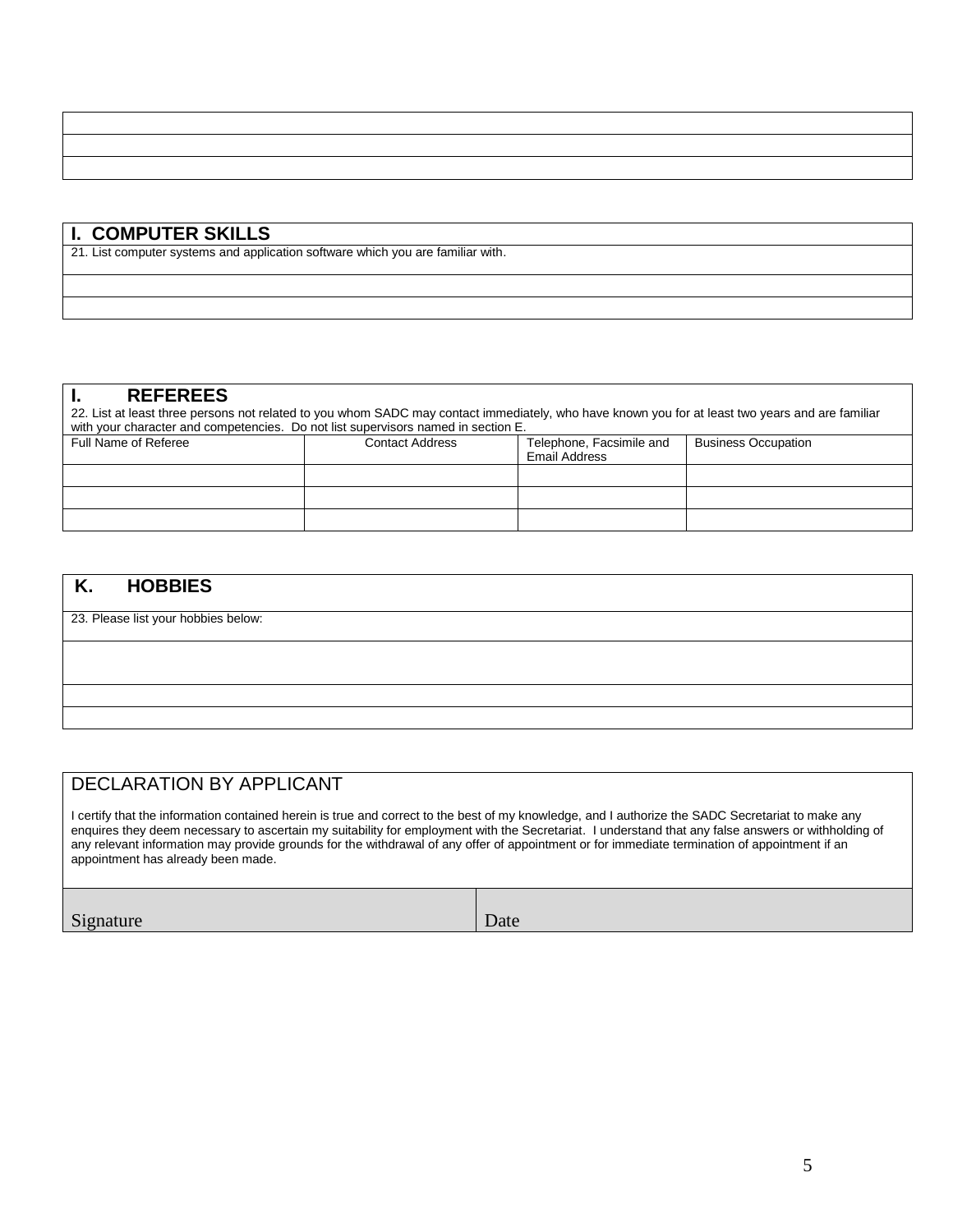| |
|---|
| |
| |
| |

## I. COMPUTER SKILLS

21. List computer systems and application software which you are familiar with.

| |
|---|
| |
| |

## I. REFEREES

22. List at least three persons not related to you whom SADC may contact immediately, who have known you for at least two years and are familiar with your character and competencies. Do not list supervisors named in section E.

| Full Name of Referee | Contact Address | Telephone, Facsimile and Email Address | Business Occupation |
|---|---|---|---|
| | | | |
| | | | |
| | | | |

## K. HOBBIES

23. Please list your hobbies below:

| |
|---|
| |
| |
| |

## DECLARATION BY APPLICANT

I certify that the information contained herein is true and correct to the best of my knowledge, and I authorize the SADC Secretariat to make any enquires they deem necessary to ascertain my suitability for employment with the Secretariat. I understand that any false answers or withholding of any relevant information may provide grounds for the withdrawal of any offer of appointment or for immediate termination of appointment if an appointment has already been made.

| | |
|---|---|
| Signature | Date |